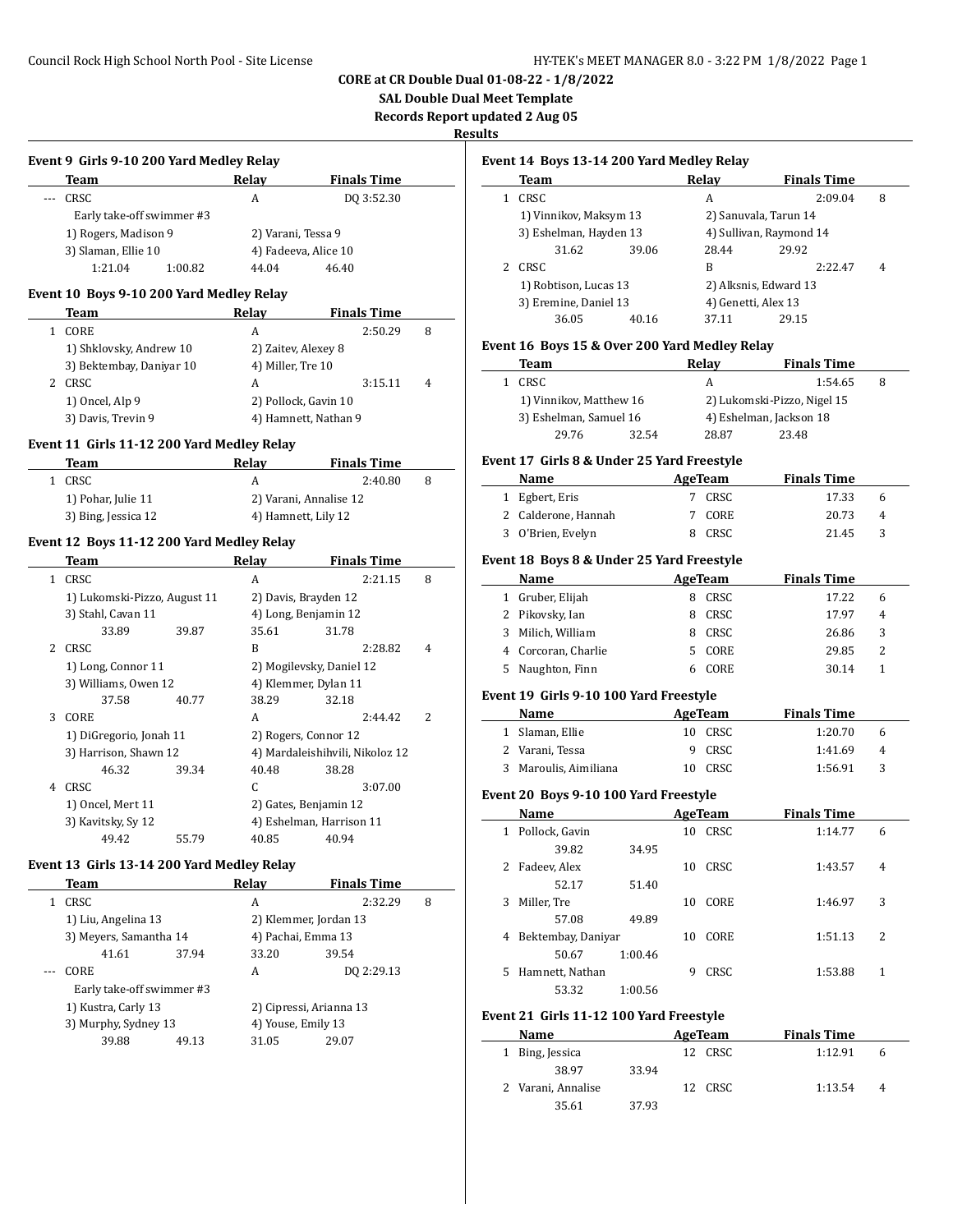**CORE at CR Double Dual 01-08-22 - 1/8/2022**

**SAL Double Dual Meet Template**

**Records Report updated 2 Aug 05**

**Results**

### Event 9 Girls 9-10 200 Yard Medley Relay

| | Team | Relay | Finals Time | |
|---|---|---|---|---|
| --- | CRSC | A | DQ 3:52.30 | |
| | Early take-off swimmer #3 | | | |
| | 1) Rogers, Madison 9 | 2) Varani, Tessa 9 | | |
| | 3) Slaman, Ellie 10 | 4) Fadeeva, Alice 10 | | |
| | 1:21.04 1:00.82 | 44.04 46.40 | | |

### Event 10 Boys 9-10 200 Yard Medley Relay

| | Team | Relay | Finals Time | |
|---|---|---|---|---|
| 1 | CORE | A | 2:50.29 | 8 |
| | 1) Shklovsky, Andrew 10 | 2) Zaitev, Alexey 8 | | |
| | 3) Bektembay, Daniyar 10 | 4) Miller, Tre 10 | | |
| 2 | CRSC | A | 3:15.11 | 4 |
| | 1) Oncel, Alp 9 | 2) Pollock, Gavin 10 | | |
| | 3) Davis, Trevin 9 | 4) Hamnett, Nathan 9 | | |

### Event 11 Girls 11-12 200 Yard Medley Relay

| | Team | Relay | Finals Time | |
|---|---|---|---|---|
| 1 | CRSC | A | 2:40.80 | 8 |
| | 1) Pohar, Julie 11 | 2) Varani, Annalise 12 | | |
| | 3) Bing, Jessica 12 | 4) Hamnett, Lily 12 | | |

### Event 12 Boys 11-12 200 Yard Medley Relay

| | Team | Relay | Finals Time | |
|---|---|---|---|---|
| 1 | CRSC | A | 2:21.15 | 8 |
| | 1) Lukomski-Pizzo, August 11 | 2) Davis, Brayden 12 | | |
| | 3) Stahl, Cavan 11 | 4) Long, Benjamin 12 | | |
| | 33.89 39.87 | 35.61 31.78 | | |
| 2 | CRSC | B | 2:28.82 | 4 |
| | 1) Long, Connor 11 | 2) Mogilevsky, Daniel 12 | | |
| | 3) Williams, Owen 12 | 4) Klemmer, Dylan 11 | | |
| | 37.58 40.77 | 38.29 32.18 | | |
| 3 | CORE | A | 2:44.42 | 2 |
| | 1) DiGregorio, Jonah 11 | 2) Rogers, Connor 12 | | |
| | 3) Harrison, Shawn 12 | 4) Mardaleishihvili, Nikoloz 12 | | |
| | 46.32 39.34 | 40.48 38.28 | | |
| 4 | CRSC | C | 3:07.00 | |
| | 1) Oncel, Mert 11 | 2) Gates, Benjamin 12 | | |
| | 3) Kavitsky, Sy 12 | 4) Eshelman, Harrison 11 | | |
| | 49.42 55.79 | 40.85 40.94 | | |

### Event 13 Girls 13-14 200 Yard Medley Relay

| | Team | Relay | Finals Time | |
|---|---|---|---|---|
| 1 | CRSC | A | 2:32.29 | 8 |
| | 1) Liu, Angelina 13 | 2) Klemmer, Jordan 13 | | |
| | 3) Meyers, Samantha 14 | 4) Pachai, Emma 13 | | |
| | 41.61 37.94 | 33.20 39.54 | | |
| --- | CORE | A | DQ 2:29.13 | |
| | Early take-off swimmer #3 | | | |
| | 1) Kustra, Carly 13 | 2) Cipressi, Arianna 13 | | |
| | 3) Murphy, Sydney 13 | 4) Youse, Emily 13 | | |
| | 39.88 49.13 | 31.05 29.07 | | |

### Event 14 Boys 13-14 200 Yard Medley Relay

| | Team | Relay | Finals Time | |
|---|---|---|---|---|
| 1 | CRSC | A | 2:09.04 | 8 |
| | 1) Vinnikov, Maksym 13 | 2) Sanuvala, Tarun 14 | | |
| | 3) Eshelman, Hayden 13 | 4) Sullivan, Raymond 14 | | |
| | 31.62 39.06 | 28.44 29.92 | | |
| 2 | CRSC | B | 2:22.47 | 4 |
| | 1) Robtison, Lucas 13 | 2) Alksnis, Edward 13 | | |
| | 3) Eremine, Daniel 13 | 4) Genetti, Alex 13 | | |
| | 36.05 40.16 | 37.11 29.15 | | |

### Event 16 Boys 15 & Over 200 Yard Medley Relay

| | Team | Relay | Finals Time | |
|---|---|---|---|---|
| 1 | CRSC | A | 1:54.65 | 8 |
| | 1) Vinnikov, Matthew 16 | 2) Lukomski-Pizzo, Nigel 15 | | |
| | 3) Eshelman, Samuel 16 | 4) Eshelman, Jackson 18 | | |
| | 29.76 32.54 | 28.87 23.48 | | |

### Event 17 Girls 8 & Under 25 Yard Freestyle

| | Name | Age | Team | Finals Time | |
|---|---|---|---|---|---|
| 1 | Egbert, Eris | 7 | CRSC | 17.33 | 6 |
| 2 | Calderone, Hannah | 7 | CORE | 20.73 | 4 |
| 3 | O'Brien, Evelyn | 8 | CRSC | 21.45 | 3 |

### Event 18 Boys 8 & Under 25 Yard Freestyle

| | Name | Age | Team | Finals Time | |
|---|---|---|---|---|---|
| 1 | Gruber, Elijah | 8 | CRSC | 17.22 | 6 |
| 2 | Pikovsky, Ian | 8 | CRSC | 17.97 | 4 |
| 3 | Milich, William | 8 | CRSC | 26.86 | 3 |
| 4 | Corcoran, Charlie | 5 | CORE | 29.85 | 2 |
| 5 | Naughton, Finn | 6 | CORE | 30.14 | 1 |

### Event 19 Girls 9-10 100 Yard Freestyle

| | Name | Age | Team | Finals Time | |
|---|---|---|---|---|---|
| 1 | Slaman, Ellie | 10 | CRSC | 1:20.70 | 6 |
| 2 | Varani, Tessa | 9 | CRSC | 1:41.69 | 4 |
| 3 | Maroulis, Aimiliana | 10 | CRSC | 1:56.91 | 3 |

### Event 20 Boys 9-10 100 Yard Freestyle

| | Name | Age | Team | Finals Time | |
|---|---|---|---|---|---|
| 1 | Pollock, Gavin | 10 | CRSC | 1:14.77 | 6 |
| | 39.82 34.95 | | | | |
| 2 | Fadeev, Alex | 10 | CRSC | 1:43.57 | 4 |
| | 52.17 51.40 | | | | |
| 3 | Miller, Tre | 10 | CORE | 1:46.97 | 3 |
| | 57.08 49.89 | | | | |
| 4 | Bektembay, Daniyar | 10 | CORE | 1:51.13 | 2 |
| | 50.67 1:00.46 | | | | |
| 5 | Hamnett, Nathan | 9 | CRSC | 1:53.88 | 1 |
| | 53.32 1:00.56 | | | | |

### Event 21 Girls 11-12 100 Yard Freestyle

| | Name | Age | Team | Finals Time | |
|---|---|---|---|---|---|
| 1 | Bing, Jessica | 12 | CRSC | 1:12.91 | 6 |
| | 38.97 33.94 | | | | |
| 2 | Varani, Annalise | 12 | CRSC | 1:13.54 | 4 |
| | 35.61 37.93 | | | | |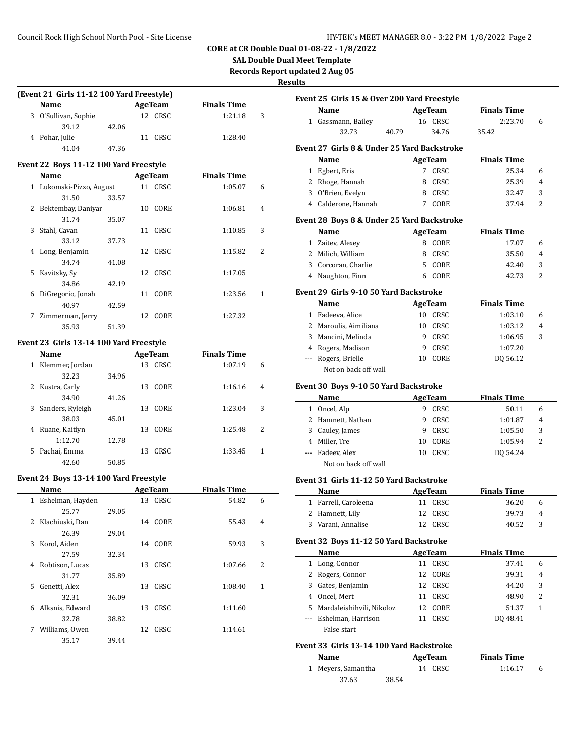**CORE at CR Double Dual 01-08-22 - 1/8/2022**

**SAL Double Dual Meet Template**

**Records Report updated 2 Aug 05**

**Results**

### (Event 21 Girls 11-12 100 Yard Freestyle)

| | Name | Age | Team | Finals Time | Points |
|---|---|---|---|---|---|
| 3 | O'Sullivan, Sophie | 12 | CRSC | 1:21.18 | 3 |
| | 39.12 42.06 | | | | |
| 4 | Pohar, Julie | 11 | CRSC | 1:28.40 | |
| | 41.04 47.36 | | | | |

### Event 22 Boys 11-12 100 Yard Freestyle

| | Name | Age | Team | Finals Time | Points |
|---|---|---|---|---|---|
| 1 | Lukomski-Pizzo, August | 11 | CRSC | 1:05.07 | 6 |
| | 31.50 33.57 | | | | |
| 2 | Bektembay, Daniyar | 10 | CORE | 1:06.81 | 4 |
| | 31.74 35.07 | | | | |
| 3 | Stahl, Cavan | 11 | CRSC | 1:10.85 | 3 |
| | 33.12 37.73 | | | | |
| 4 | Long, Benjamin | 12 | CRSC | 1:15.82 | 2 |
| | 34.74 41.08 | | | | |
| 5 | Kavitsky, Sy | 12 | CRSC | 1:17.05 | |
| | 34.86 42.19 | | | | |
| 6 | DiGregorio, Jonah | 11 | CORE | 1:23.56 | 1 |
| | 40.97 42.59 | | | | |
| 7 | Zimmerman, Jerry | 12 | CORE | 1:27.32 | |
| | 35.93 51.39 | | | | |

### Event 23 Girls 13-14 100 Yard Freestyle

| | Name | Age | Team | Finals Time | Points |
|---|---|---|---|---|---|
| 1 | Klemmer, Jordan | 13 | CRSC | 1:07.19 | 6 |
| | 32.23 34.96 | | | | |
| 2 | Kustra, Carly | 13 | CORE | 1:16.16 | 4 |
| | 34.90 41.26 | | | | |
| 3 | Sanders, Ryleigh | 13 | CORE | 1:23.04 | 3 |
| | 38.03 45.01 | | | | |
| 4 | Ruane, Kaitlyn | 13 | CORE | 1:25.48 | 2 |
| | 1:12.70 12.78 | | | | |
| 5 | Pachai, Emma | 13 | CRSC | 1:33.45 | 1 |
| | 42.60 50.85 | | | | |

### Event 24 Boys 13-14 100 Yard Freestyle

| | Name | Age | Team | Finals Time | Points |
|---|---|---|---|---|---|
| 1 | Eshelman, Hayden | 13 | CRSC | 54.82 | 6 |
| | 25.77 29.05 | | | | |
| 2 | Klachiuski, Dan | 14 | CORE | 55.43 | 4 |
| | 26.39 29.04 | | | | |
| 3 | Korol, Aiden | 14 | CORE | 59.93 | 3 |
| | 27.59 32.34 | | | | |
| 4 | Robtison, Lucas | 13 | CRSC | 1:07.66 | 2 |
| | 31.77 35.89 | | | | |
| 5 | Genetti, Alex | 13 | CRSC | 1:08.40 | 1 |
| | 32.31 36.09 | | | | |
| 6 | Alksnis, Edward | 13 | CRSC | 1:11.60 | |
| | 32.78 38.82 | | | | |
| 7 | Williams, Owen | 12 | CRSC | 1:14.61 | |
| | 35.17 39.44 | | | | |

### Event 25 Girls 15 & Over 200 Yard Freestyle

| | Name | Age | Team | Finals Time | Points |
|---|---|---|---|---|---|
| 1 | Gassmann, Bailey | 16 | CRSC | 2:23.70 | 6 |
| | 32.73 40.79 34.76 35.42 | | | | |

### Event 27 Girls 8 & Under 25 Yard Backstroke

| | Name | Age | Team | Finals Time | Points |
|---|---|---|---|---|---|
| 1 | Egbert, Eris | 7 | CRSC | 25.34 | 6 |
| 2 | Rhoge, Hannah | 8 | CRSC | 25.39 | 4 |
| 3 | O'Brien, Evelyn | 8 | CRSC | 32.47 | 3 |
| 4 | Calderone, Hannah | 7 | CORE | 37.94 | 2 |

### Event 28 Boys 8 & Under 25 Yard Backstroke

| | Name | Age | Team | Finals Time | Points |
|---|---|---|---|---|---|
| 1 | Zaitev, Alexey | 8 | CORE | 17.07 | 6 |
| 2 | Milich, William | 8 | CRSC | 35.50 | 4 |
| 3 | Corcoran, Charlie | 5 | CORE | 42.40 | 3 |
| 4 | Naughton, Finn | 6 | CORE | 42.73 | 2 |

### Event 29 Girls 9-10 50 Yard Backstroke

| | Name | Age | Team | Finals Time | Points |
|---|---|---|---|---|---|
| 1 | Fadeeva, Alice | 10 | CRSC | 1:03.10 | 6 |
| 2 | Maroulis, Aimiliana | 10 | CRSC | 1:03.12 | 4 |
| 3 | Mancini, Melinda | 9 | CRSC | 1:06.95 | 3 |
| 4 | Rogers, Madison | 9 | CRSC | 1:07.20 | |
| --- | Rogers, Brielle | 10 | CORE | DQ 56.12 | |
| | Not on back off wall | | | | |

### Event 30 Boys 9-10 50 Yard Backstroke

| | Name | Age | Team | Finals Time | Points |
|---|---|---|---|---|---|
| 1 | Oncel, Alp | 9 | CRSC | 50.11 | 6 |
| 2 | Hamnett, Nathan | 9 | CRSC | 1:01.87 | 4 |
| 3 | Cauley, James | 9 | CRSC | 1:05.50 | 3 |
| 4 | Miller, Tre | 10 | CORE | 1:05.94 | 2 |
| --- | Fadeev, Alex | 10 | CRSC | DQ 54.24 | |
| | Not on back off wall | | | | |

### Event 31 Girls 11-12 50 Yard Backstroke

| | Name | Age | Team | Finals Time | Points |
|---|---|---|---|---|---|
| 1 | Farrell, Caroleena | 11 | CRSC | 36.20 | 6 |
| 2 | Hamnett, Lily | 12 | CRSC | 39.73 | 4 |
| 3 | Varani, Annalise | 12 | CRSC | 40.52 | 3 |

### Event 32 Boys 11-12 50 Yard Backstroke

| | Name | Age | Team | Finals Time | Points |
|---|---|---|---|---|---|
| 1 | Long, Connor | 11 | CRSC | 37.41 | 6 |
| 2 | Rogers, Connor | 12 | CORE | 39.31 | 4 |
| 3 | Gates, Benjamin | 12 | CRSC | 44.20 | 3 |
| 4 | Oncel, Mert | 11 | CRSC | 48.90 | 2 |
| 5 | Mardaleishihvili, Nikoloz | 12 | CORE | 51.37 | 1 |
| --- | Eshelman, Harrison | 11 | CRSC | DQ 48.41 | |
| | False start | | | | |

### Event 33 Girls 13-14 100 Yard Backstroke

| | Name | Age | Team | Finals Time | Points |
|---|---|---|---|---|---|
| 1 | Meyers, Samantha | 14 | CRSC | 1:16.17 | 6 |
| | 37.63 38.54 | | | | |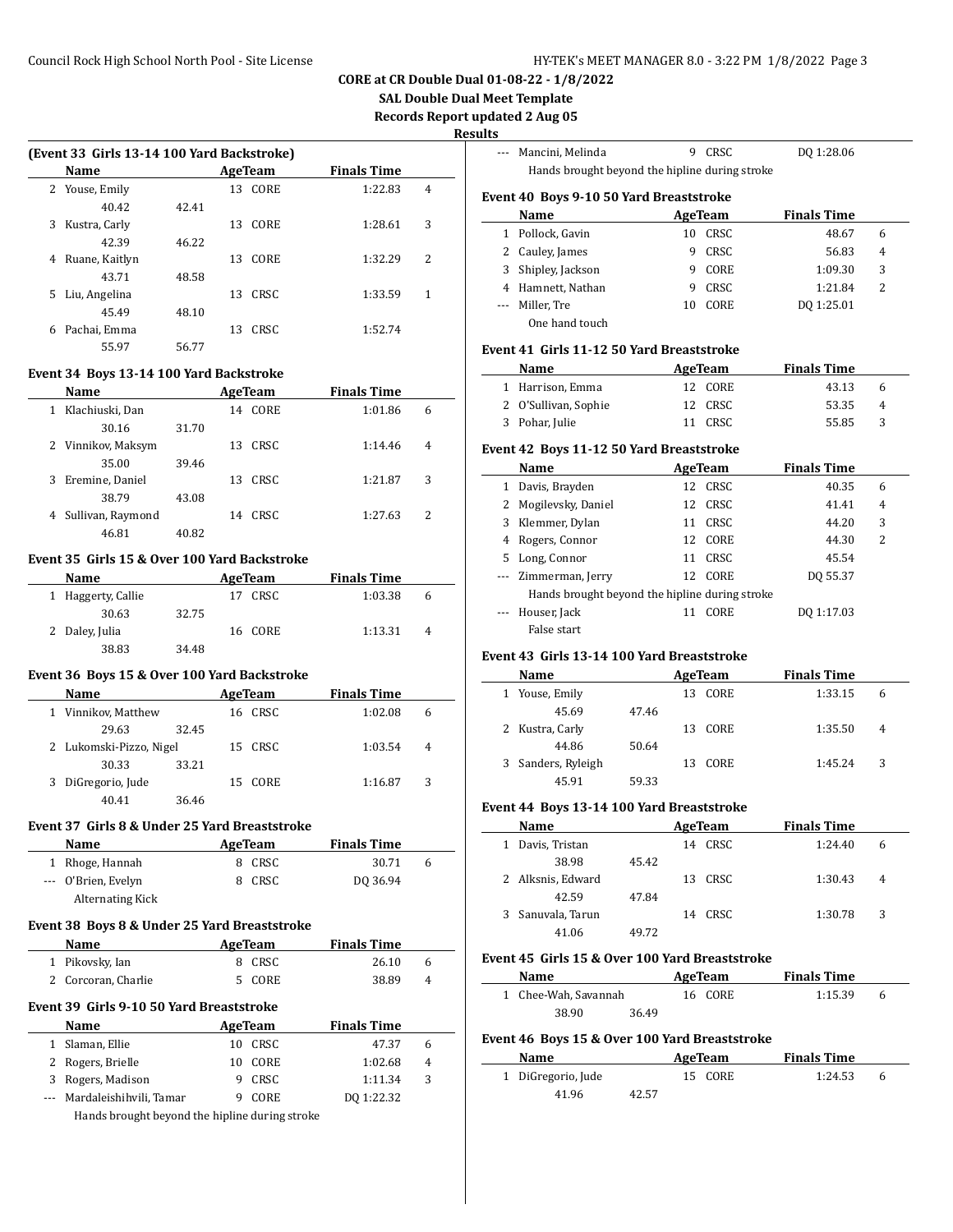**CORE at CR Double Dual 01-08-22 - 1/8/2022**

**SAL Double Dual Meet Template**

**Records Report updated 2 Aug 05**

**Results**

### (Event 33 Girls 13-14 100 Yard Backstroke)

| | Name | Age | Team | Finals Time | |
|---|---|---|---|---|---|
| 2 | Youse, Emily | 13 | CORE | 1:22.83 | 4 |
| | 40.42 | 42.41 | | | |
| 3 | Kustra, Carly | 13 | CORE | 1:28.61 | 3 |
| | 42.39 | 46.22 | | | |
| 4 | Ruane, Kaitlyn | 13 | CORE | 1:32.29 | 2 |
| | 43.71 | 48.58 | | | |
| 5 | Liu, Angelina | 13 | CRSC | 1:33.59 | 1 |
| | 45.49 | 48.10 | | | |
| 6 | Pachai, Emma | 13 | CRSC | 1:52.74 | |
| | 55.97 | 56.77 | | | |

### Event 34 Boys 13-14 100 Yard Backstroke

| | Name | Age | Team | Finals Time | |
|---|---|---|---|---|---|
| 1 | Klachiuski, Dan | 14 | CORE | 1:01.86 | 6 |
| | 30.16 | 31.70 | | | |
| 2 | Vinnikov, Maksym | 13 | CRSC | 1:14.46 | 4 |
| | 35.00 | 39.46 | | | |
| 3 | Eremine, Daniel | 13 | CRSC | 1:21.87 | 3 |
| | 38.79 | 43.08 | | | |
| 4 | Sullivan, Raymond | 14 | CRSC | 1:27.63 | 2 |
| | 46.81 | 40.82 | | | |

### Event 35 Girls 15 & Over 100 Yard Backstroke

| | Name | Age | Team | Finals Time | |
|---|---|---|---|---|---|
| 1 | Haggerty, Callie | 17 | CRSC | 1:03.38 | 6 |
| | 30.63 | 32.75 | | | |
| 2 | Daley, Julia | 16 | CORE | 1:13.31 | 4 |
| | 38.83 | 34.48 | | | |

### Event 36 Boys 15 & Over 100 Yard Backstroke

| | Name | Age | Team | Finals Time | |
|---|---|---|---|---|---|
| 1 | Vinnikov, Matthew | 16 | CRSC | 1:02.08 | 6 |
| | 29.63 | 32.45 | | | |
| 2 | Lukomski-Pizzo, Nigel | 15 | CRSC | 1:03.54 | 4 |
| | 30.33 | 33.21 | | | |
| 3 | DiGregorio, Jude | 15 | CORE | 1:16.87 | 3 |
| | 40.41 | 36.46 | | | |

### Event 37 Girls 8 & Under 25 Yard Breaststroke

| | Name | Age | Team | Finals Time | |
|---|---|---|---|---|---|
| 1 | Rhoge, Hannah | 8 | CRSC | 30.71 | 6 |
| --- | O'Brien, Evelyn | 8 | CRSC | DQ 36.94 | |
| | Alternating Kick | | | | |

### Event 38 Boys 8 & Under 25 Yard Breaststroke

| | Name | Age | Team | Finals Time | |
|---|---|---|---|---|---|
| 1 | Pikovsky, Ian | 8 | CRSC | 26.10 | 6 |
| 2 | Corcoran, Charlie | 5 | CORE | 38.89 | 4 |

### Event 39 Girls 9-10 50 Yard Breaststroke

| | Name | Age | Team | Finals Time | |
|---|---|---|---|---|---|
| 1 | Slaman, Ellie | 10 | CRSC | 47.37 | 6 |
| 2 | Rogers, Brielle | 10 | CORE | 1:02.68 | 4 |
| 3 | Rogers, Madison | 9 | CRSC | 1:11.34 | 3 |
| --- | Mardaleishihvili, Tamar | 9 | CORE | DQ 1:22.32 | |
| | Hands brought beyond the hipline during stroke | | | | |
| --- | Mancini, Melinda | 9 | CRSC | DQ 1:28.06 | |
| | Hands brought beyond the hipline during stroke | | | | |

### Event 40 Boys 9-10 50 Yard Breaststroke

| | Name | Age | Team | Finals Time | |
|---|---|---|---|---|---|
| 1 | Pollock, Gavin | 10 | CRSC | 48.67 | 6 |
| 2 | Cauley, James | 9 | CRSC | 56.83 | 4 |
| 3 | Shipley, Jackson | 9 | CORE | 1:09.30 | 3 |
| 4 | Hamnett, Nathan | 9 | CRSC | 1:21.84 | 2 |
| --- | Miller, Tre | 10 | CORE | DQ 1:25.01 | |
| | One hand touch | | | | |

### Event 41 Girls 11-12 50 Yard Breaststroke

| | Name | Age | Team | Finals Time | |
|---|---|---|---|---|---|
| 1 | Harrison, Emma | 12 | CORE | 43.13 | 6 |
| 2 | O'Sullivan, Sophie | 12 | CRSC | 53.35 | 4 |
| 3 | Pohar, Julie | 11 | CRSC | 55.85 | 3 |

### Event 42 Boys 11-12 50 Yard Breaststroke

| | Name | Age | Team | Finals Time | |
|---|---|---|---|---|---|
| 1 | Davis, Brayden | 12 | CRSC | 40.35 | 6 |
| 2 | Mogilevsky, Daniel | 12 | CRSC | 41.41 | 4 |
| 3 | Klemmer, Dylan | 11 | CRSC | 44.20 | 3 |
| 4 | Rogers, Connor | 12 | CORE | 44.30 | 2 |
| 5 | Long, Connor | 11 | CRSC | 45.54 | |
| --- | Zimmerman, Jerry | 12 | CORE | DQ 55.37 | |
| | Hands brought beyond the hipline during stroke | | | | |
| --- | Houser, Jack | 11 | CORE | DQ 1:17.03 | |
| | False start | | | | |

### Event 43 Girls 13-14 100 Yard Breaststroke

| | Name | Age | Team | Finals Time | |
|---|---|---|---|---|---|
| 1 | Youse, Emily | 13 | CORE | 1:33.15 | 6 |
| | 45.69 | 47.46 | | | |
| 2 | Kustra, Carly | 13 | CORE | 1:35.50 | 4 |
| | 44.86 | 50.64 | | | |
| 3 | Sanders, Ryleigh | 13 | CORE | 1:45.24 | 3 |
| | 45.91 | 59.33 | | | |

### Event 44 Boys 13-14 100 Yard Breaststroke

| | Name | Age | Team | Finals Time | |
|---|---|---|---|---|---|
| 1 | Davis, Tristan | 14 | CRSC | 1:24.40 | 6 |
| | 38.98 | 45.42 | | | |
| 2 | Alksnis, Edward | 13 | CRSC | 1:30.43 | 4 |
| | 42.59 | 47.84 | | | |
| 3 | Sanuvala, Tarun | 14 | CRSC | 1:30.78 | 3 |
| | 41.06 | 49.72 | | | |

### Event 45 Girls 15 & Over 100 Yard Breaststroke

| | Name | Age | Team | Finals Time | |
|---|---|---|---|---|---|
| 1 | Chee-Wah, Savannah | 16 | CORE | 1:15.39 | 6 |
| | 38.90 | 36.49 | | | |

### Event 46 Boys 15 & Over 100 Yard Breaststroke

| | Name | Age | Team | Finals Time | |
|---|---|---|---|---|---|
| 1 | DiGregorio, Jude | 15 | CORE | 1:24.53 | 6 |
| | 41.96 | 42.57 | | | |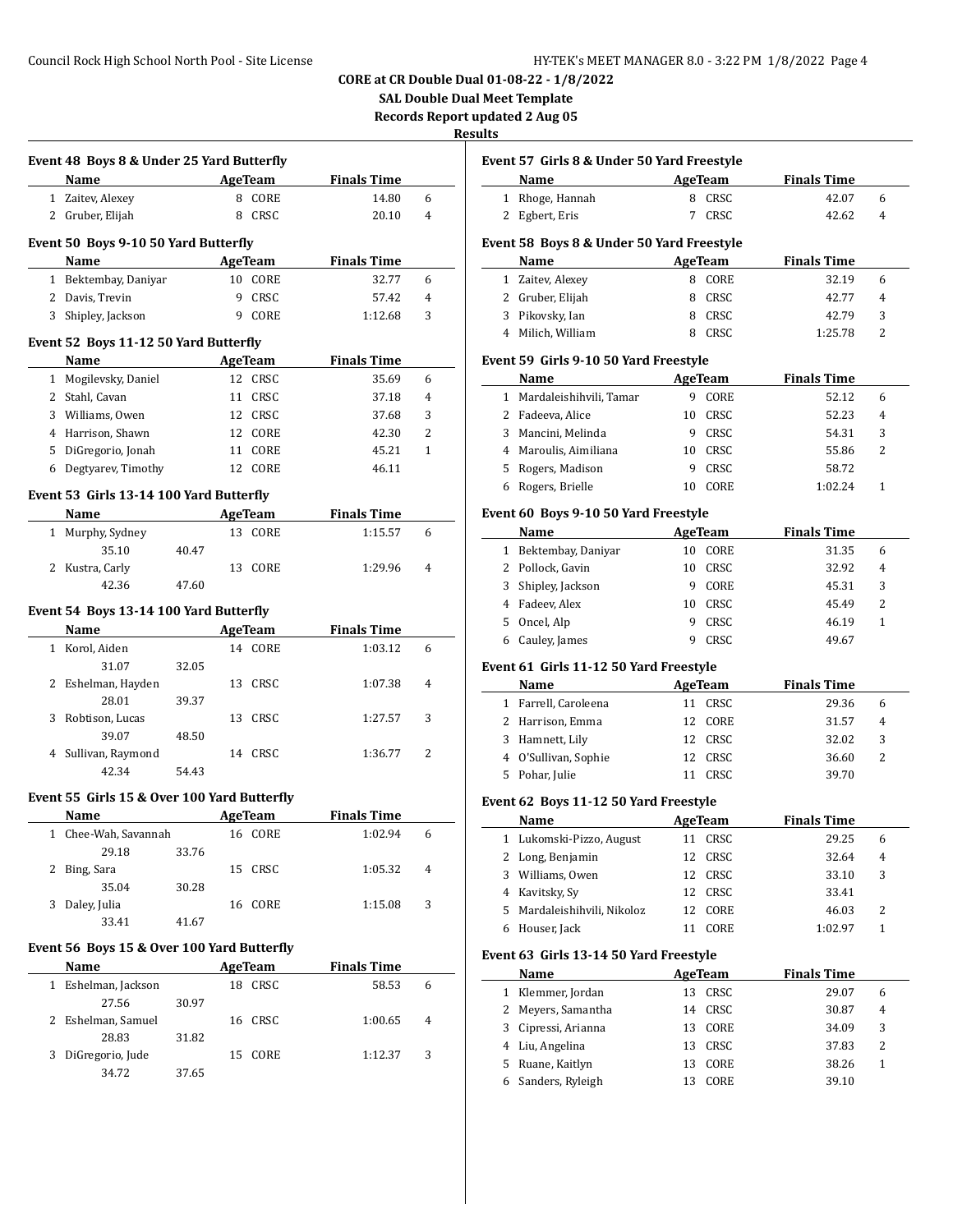**CORE at CR Double Dual 01-08-22 - 1/8/2022**

**SAL Double Dual Meet Template**

**Records Report updated 2 Aug 05**

**Results**

### Event 48 Boys 8 & Under 25 Yard Butterfly

| | Name | Age | Team | Finals Time | |
|---|---|---|---|---|---|
| 1 | Zaitev, Alexey | 8 | CORE | 14.80 | 6 |
| 2 | Gruber, Elijah | 8 | CRSC | 20.10 | 4 |

### Event 50 Boys 9-10 50 Yard Butterfly

| | Name | Age | Team | Finals Time | |
|---|---|---|---|---|---|
| 1 | Bektembay, Daniyar | 10 | CORE | 32.77 | 6 |
| 2 | Davis, Trevin | 9 | CRSC | 57.42 | 4 |
| 3 | Shipley, Jackson | 9 | CORE | 1:12.68 | 3 |

### Event 52 Boys 11-12 50 Yard Butterfly

| | Name | Age | Team | Finals Time | |
|---|---|---|---|---|---|
| 1 | Mogilevsky, Daniel | 12 | CRSC | 35.69 | 6 |
| 2 | Stahl, Cavan | 11 | CRSC | 37.18 | 4 |
| 3 | Williams, Owen | 12 | CRSC | 37.68 | 3 |
| 4 | Harrison, Shawn | 12 | CORE | 42.30 | 2 |
| 5 | DiGregorio, Jonah | 11 | CORE | 45.21 | 1 |
| 6 | Degtyarev, Timothy | 12 | CORE | 46.11 | |

### Event 53 Girls 13-14 100 Yard Butterfly

| | Name | Age | Team | Finals Time | |
|---|---|---|---|---|---|
| 1 | Murphy, Sydney | 13 | CORE | 1:15.57 | 6 |
| | 35.10 40.47 | | | | |
| 2 | Kustra, Carly | 13 | CORE | 1:29.96 | 4 |
| | 42.36 47.60 | | | | |

### Event 54 Boys 13-14 100 Yard Butterfly

| | Name | Age | Team | Finals Time | |
|---|---|---|---|---|---|
| 1 | Korol, Aiden | 14 | CORE | 1:03.12 | 6 |
| | 31.07 32.05 | | | | |
| 2 | Eshelman, Hayden | 13 | CRSC | 1:07.38 | 4 |
| | 28.01 39.37 | | | | |
| 3 | Robtison, Lucas | 13 | CRSC | 1:27.57 | 3 |
| | 39.07 48.50 | | | | |
| 4 | Sullivan, Raymond | 14 | CRSC | 1:36.77 | 2 |
| | 42.34 54.43 | | | | |

### Event 55 Girls 15 & Over 100 Yard Butterfly

| | Name | Age | Team | Finals Time | |
|---|---|---|---|---|---|
| 1 | Chee-Wah, Savannah | 16 | CORE | 1:02.94 | 6 |
| | 29.18 33.76 | | | | |
| 2 | Bing, Sara | 15 | CRSC | 1:05.32 | 4 |
| | 35.04 30.28 | | | | |
| 3 | Daley, Julia | 16 | CORE | 1:15.08 | 3 |
| | 33.41 41.67 | | | | |

### Event 56 Boys 15 & Over 100 Yard Butterfly

| | Name | Age | Team | Finals Time | |
|---|---|---|---|---|---|
| 1 | Eshelman, Jackson | 18 | CRSC | 58.53 | 6 |
| | 27.56 30.97 | | | | |
| 2 | Eshelman, Samuel | 16 | CRSC | 1:00.65 | 4 |
| | 28.83 31.82 | | | | |
| 3 | DiGregorio, Jude | 15 | CORE | 1:12.37 | 3 |
| | 34.72 37.65 | | | | |

### Event 57 Girls 8 & Under 50 Yard Freestyle

| | Name | Age | Team | Finals Time | |
|---|---|---|---|---|---|
| 1 | Rhoge, Hannah | 8 | CRSC | 42.07 | 6 |
| 2 | Egbert, Eris | 7 | CRSC | 42.62 | 4 |

### Event 58 Boys 8 & Under 50 Yard Freestyle

| | Name | Age | Team | Finals Time | |
|---|---|---|---|---|---|
| 1 | Zaitev, Alexey | 8 | CORE | 32.19 | 6 |
| 2 | Gruber, Elijah | 8 | CRSC | 42.77 | 4 |
| 3 | Pikovsky, Ian | 8 | CRSC | 42.79 | 3 |
| 4 | Milich, William | 8 | CRSC | 1:25.78 | 2 |

### Event 59 Girls 9-10 50 Yard Freestyle

| | Name | Age | Team | Finals Time | |
|---|---|---|---|---|---|
| 1 | Mardaleishihvili, Tamar | 9 | CORE | 52.12 | 6 |
| 2 | Fadeeva, Alice | 10 | CRSC | 52.23 | 4 |
| 3 | Mancini, Melinda | 9 | CRSC | 54.31 | 3 |
| 4 | Maroulis, Aimiliana | 10 | CRSC | 55.86 | 2 |
| 5 | Rogers, Madison | 9 | CRSC | 58.72 | |
| 6 | Rogers, Brielle | 10 | CORE | 1:02.24 | 1 |

### Event 60 Boys 9-10 50 Yard Freestyle

| | Name | Age | Team | Finals Time | |
|---|---|---|---|---|---|
| 1 | Bektembay, Daniyar | 10 | CORE | 31.35 | 6 |
| 2 | Pollock, Gavin | 10 | CRSC | 32.92 | 4 |
| 3 | Shipley, Jackson | 9 | CORE | 45.31 | 3 |
| 4 | Fadeev, Alex | 10 | CRSC | 45.49 | 2 |
| 5 | Oncel, Alp | 9 | CRSC | 46.19 | 1 |
| 6 | Cauley, James | 9 | CRSC | 49.67 | |

### Event 61 Girls 11-12 50 Yard Freestyle

| | Name | Age | Team | Finals Time | |
|---|---|---|---|---|---|
| 1 | Farrell, Caroleena | 11 | CRSC | 29.36 | 6 |
| 2 | Harrison, Emma | 12 | CORE | 31.57 | 4 |
| 3 | Hamnett, Lily | 12 | CRSC | 32.02 | 3 |
| 4 | O'Sullivan, Sophie | 12 | CRSC | 36.60 | 2 |
| 5 | Pohar, Julie | 11 | CRSC | 39.70 | |

### Event 62 Boys 11-12 50 Yard Freestyle

| | Name | Age | Team | Finals Time | |
|---|---|---|---|---|---|
| 1 | Lukomski-Pizzo, August | 11 | CRSC | 29.25 | 6 |
| 2 | Long, Benjamin | 12 | CRSC | 32.64 | 4 |
| 3 | Williams, Owen | 12 | CRSC | 33.10 | 3 |
| 4 | Kavitsky, Sy | 12 | CRSC | 33.41 | |
| 5 | Mardaleishihvili, Nikoloz | 12 | CORE | 46.03 | 2 |
| 6 | Houser, Jack | 11 | CORE | 1:02.97 | 1 |

### Event 63 Girls 13-14 50 Yard Freestyle

| | Name | Age | Team | Finals Time | |
|---|---|---|---|---|---|
| 1 | Klemmer, Jordan | 13 | CRSC | 29.07 | 6 |
| 2 | Meyers, Samantha | 14 | CRSC | 30.87 | 4 |
| 3 | Cipressi, Arianna | 13 | CORE | 34.09 | 3 |
| 4 | Liu, Angelina | 13 | CRSC | 37.83 | 2 |
| 5 | Ruane, Kaitlyn | 13 | CORE | 38.26 | 1 |
| 6 | Sanders, Ryleigh | 13 | CORE | 39.10 | |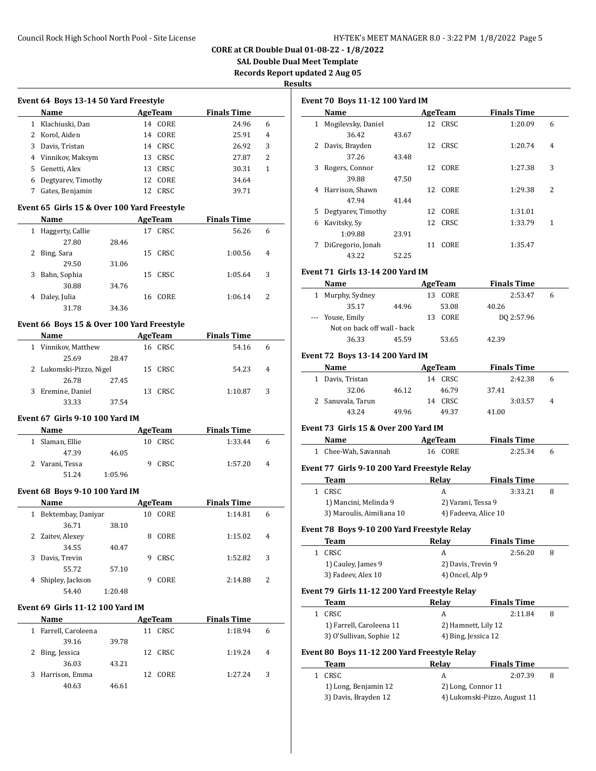# CORE at CR Double Dual 01-08-22 - 1/8/2022

## SAL Double Dual Meet Template

### Records Report updated 2 Aug 05

### Results

#### Event 64 Boys 13-14 50 Yard Freestyle

| | Name | Age | Team | Finals Time | |
|---|---|---|---|---|---|
| 1 | Klachiuski, Dan | 14 | CORE | 24.96 | 6 |
| 2 | Korol, Aiden | 14 | CORE | 25.91 | 4 |
| 3 | Davis, Tristan | 14 | CRSC | 26.92 | 3 |
| 4 | Vinnikov, Maksym | 13 | CRSC | 27.87 | 2 |
| 5 | Genetti, Alex | 13 | CRSC | 30.31 | 1 |
| 6 | Degtyarev, Timothy | 12 | CORE | 34.64 | |
| 7 | Gates, Benjamin | 12 | CRSC | 39.71 | |

#### Event 65 Girls 15 & Over 100 Yard Freestyle

| | Name | Age | Team | Finals Time | |
|---|---|---|---|---|---|
| 1 | Haggerty, Callie | 17 | CRSC | 56.26 | 6 |
| | 27.80 28.46 | | | | |
| 2 | Bing, Sara | 15 | CRSC | 1:00.56 | 4 |
| | 29.50 31.06 | | | | |
| 3 | Bahn, Sophia | 15 | CRSC | 1:05.64 | 3 |
| | 30.88 34.76 | | | | |
| 4 | Daley, Julia | 16 | CORE | 1:06.14 | 2 |
| | 31.78 34.36 | | | | |

#### Event 66 Boys 15 & Over 100 Yard Freestyle

| | Name | Age | Team | Finals Time | |
|---|---|---|---|---|---|
| 1 | Vinnikov, Matthew | 16 | CRSC | 54.16 | 6 |
| | 25.69 28.47 | | | | |
| 2 | Lukomski-Pizzo, Nigel | 15 | CRSC | 54.23 | 4 |
| | 26.78 27.45 | | | | |
| 3 | Eremine, Daniel | 13 | CRSC | 1:10.87 | 3 |
| | 33.33 37.54 | | | | |

#### Event 67 Girls 9-10 100 Yard IM

| | Name | Age | Team | Finals Time | |
|---|---|---|---|---|---|
| 1 | Slaman, Ellie | 10 | CRSC | 1:33.44 | 6 |
| | 47.39 46.05 | | | | |
| 2 | Varani, Tessa | 9 | CRSC | 1:57.20 | 4 |
| | 51.24 1:05.96 | | | | |

#### Event 68 Boys 9-10 100 Yard IM

| | Name | Age | Team | Finals Time | |
|---|---|---|---|---|---|
| 1 | Bektembay, Daniyar | 10 | CORE | 1:14.81 | 6 |
| | 36.71 38.10 | | | | |
| 2 | Zaitev, Alexey | 8 | CORE | 1:15.02 | 4 |
| | 34.55 40.47 | | | | |
| 3 | Davis, Trevin | 9 | CRSC | 1:52.82 | 3 |
| | 55.72 57.10 | | | | |
| 4 | Shipley, Jackson | 9 | CORE | 2:14.88 | 2 |
| | 54.40 1:20.48 | | | | |

#### Event 69 Girls 11-12 100 Yard IM

| | Name | Age | Team | Finals Time | |
|---|---|---|---|---|---|
| 1 | Farrell, Caroleena | 11 | CRSC | 1:18.94 | 6 |
| | 39.16 39.78 | | | | |
| 2 | Bing, Jessica | 12 | CRSC | 1:19.24 | 4 |
| | 36.03 43.21 | | | | |
| 3 | Harrison, Emma | 12 | CORE | 1:27.24 | 3 |
| | 40.63 46.61 | | | | |

#### Event 70 Boys 11-12 100 Yard IM

| | Name | Age | Team | Finals Time | |
|---|---|---|---|---|---|
| 1 | Mogilevsky, Daniel | 12 | CRSC | 1:20.09 | 6 |
| | 36.42 43.67 | | | | |
| 2 | Davis, Brayden | 12 | CRSC | 1:20.74 | 4 |
| | 37.26 43.48 | | | | |
| 3 | Rogers, Connor | 12 | CORE | 1:27.38 | 3 |
| | 39.88 47.50 | | | | |
| 4 | Harrison, Shawn | 12 | CORE | 1:29.38 | 2 |
| | 47.94 41.44 | | | | |
| 5 | Degtyarev, Timothy | 12 | CORE | 1:31.01 | |
| 6 | Kavitsky, Sy | 12 | CRSC | 1:33.79 | 1 |
| | 1:09.88 23.91 | | | | |
| 7 | DiGregorio, Jonah | 11 | CORE | 1:35.47 | |
| | 43.22 52.25 | | | | |

#### Event 71 Girls 13-14 200 Yard IM

| | Name | Age | Team | Finals Time | |
|---|---|---|---|---|---|
| 1 | Murphy, Sydney | 13 | CORE | 2:53.47 | 6 |
| | 35.17 44.96 53.08 40.26 | | | | |
| --- | Youse, Emily | 13 | CORE | DQ 2:57.96 | |
| | Not on back off wall - back | | | | |
| | 36.33 45.59 53.65 42.39 | | | | |

#### Event 72 Boys 13-14 200 Yard IM

| | Name | Age | Team | Finals Time | |
|---|---|---|---|---|---|
| 1 | Davis, Tristan | 14 | CRSC | 2:42.38 | 6 |
| | 32.06 46.12 46.79 37.41 | | | | |
| 2 | Sanuvala, Tarun | 14 | CRSC | 3:03.57 | 4 |
| | 43.24 49.96 49.37 41.00 | | | | |

#### Event 73 Girls 15 & Over 200 Yard IM

| | Name | Age | Team | Finals Time | |
|---|---|---|---|---|---|
| 1 | Chee-Wah, Savannah | 16 | CORE | 2:25.34 | 6 |

#### Event 77 Girls 9-10 200 Yard Freestyle Relay

| | Team | Relay | Finals Time | |
|---|---|---|---|---|
| 1 | CRSC | A | 3:33.21 | 8 |
| | 1) Mancini, Melinda 9 | 2) Varani, Tessa 9 | | |
| | 3) Maroulis, Aimiliana 10 | 4) Fadeeva, Alice 10 | | |

#### Event 78 Boys 9-10 200 Yard Freestyle Relay

| | Team | Relay | Finals Time | |
|---|---|---|---|---|
| 1 | CRSC | A | 2:56.20 | 8 |
| | 1) Cauley, James 9 | 2) Davis, Trevin 9 | | |
| | 3) Fadeev, Alex 10 | 4) Oncel, Alp 9 | | |

#### Event 79 Girls 11-12 200 Yard Freestyle Relay

| | Team | Relay | Finals Time | |
|---|---|---|---|---|
| 1 | CRSC | A | 2:11.84 | 8 |
| | 1) Farrell, Caroleena 11 | 2) Hamnett, Lily 12 | | |
| | 3) O'Sullivan, Sophie 12 | 4) Bing, Jessica 12 | | |

#### Event 80 Boys 11-12 200 Yard Freestyle Relay

| | Team | Relay | Finals Time | |
|---|---|---|---|---|
| 1 | CRSC | A | 2:07.39 | 8 |
| | 1) Long, Benjamin 12 | 2) Long, Connor 11 | | |
| | 3) Davis, Brayden 12 | 4) Lukomski-Pizzo, August 11 | | |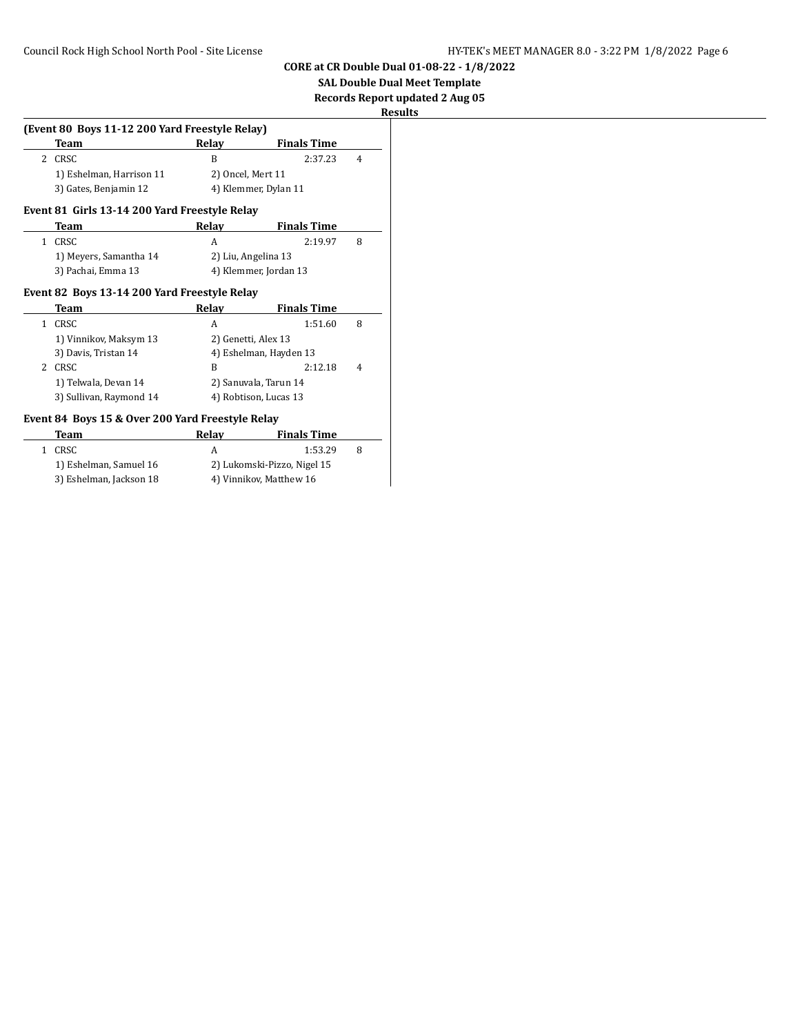**CORE at CR Double Dual 01-08-22 - 1/8/2022**

**SAL Double Dual Meet Template**

**Records Report updated 2 Aug 05**

**Results**

**(Event 80 Boys 11-12 200 Yard Freestyle Relay)**

| | Team | Relay | Finals Time | |
|---|---|---|---|---|
| 2 | CRSC | B | 2:37.23 | 4 |
| | 1) Eshelman, Harrison 11 | 2) Oncel, Mert 11 | | |
| | 3) Gates, Benjamin 12 | 4) Klemmer, Dylan 11 | | |

**Event 81 Girls 13-14 200 Yard Freestyle Relay**

| | Team | Relay | Finals Time | |
|---|---|---|---|---|
| 1 | CRSC | A | 2:19.97 | 8 |
| | 1) Meyers, Samantha 14 | 2) Liu, Angelina 13 | | |
| | 3) Pachai, Emma 13 | 4) Klemmer, Jordan 13 | | |

**Event 82 Boys 13-14 200 Yard Freestyle Relay**

| | Team | Relay | Finals Time | |
|---|---|---|---|---|
| 1 | CRSC | A | 1:51.60 | 8 |
| | 1) Vinnikov, Maksym 13 | 2) Genetti, Alex 13 | | |
| | 3) Davis, Tristan 14 | 4) Eshelman, Hayden 13 | | |
| 2 | CRSC | B | 2:12.18 | 4 |
| | 1) Telwala, Devan 14 | 2) Sanuvala, Tarun 14 | | |
| | 3) Sullivan, Raymond 14 | 4) Robtison, Lucas 13 | | |

**Event 84 Boys 15 & Over 200 Yard Freestyle Relay**

| | Team | Relay | Finals Time | |
|---|---|---|---|---|
| 1 | CRSC | A | 1:53.29 | 8 |
| | 1) Eshelman, Samuel 16 | 2) Lukomski-Pizzo, Nigel 15 | | |
| | 3) Eshelman, Jackson 18 | 4) Vinnikov, Matthew 16 | | |